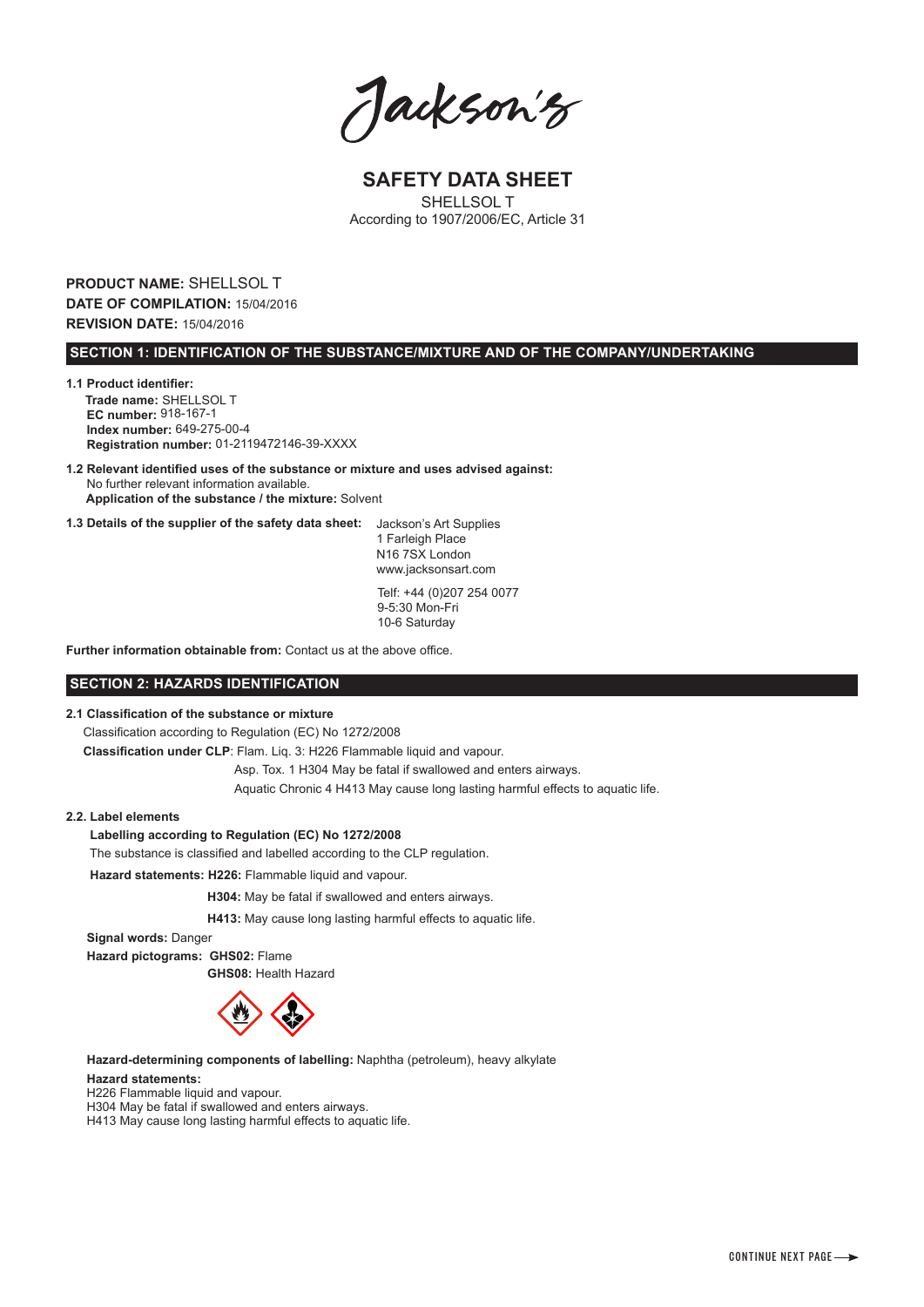Jackson's

# SAFETY DATA SHEET

SHELLSOL T
According to 1907/2006/EC, Article 31

**PRODUCT NAME:** SHELLSOL T
**DATE OF COMPILATION:** 15/04/2016
**REVISION DATE:** 15/04/2016

## SECTION 1: IDENTIFICATION OF THE SUBSTANCE/MIXTURE AND OF THE COMPANY/UNDERTAKING

**1.1 Product identifier:**
**Trade name:** SHELLSOL T
**EC number:** 918-167-1
**Index number:** 649-275-00-4
**Registration number:** 01-2119472146-39-XXXX

**1.2 Relevant identified uses of the substance or mixture and uses advised against:**
No further relevant information available.
**Application of the substance / the mixture:** Solvent

**1.3 Details of the supplier of the safety data sheet:**
Jackson's Art Supplies
1 Farleigh Place
N16 7SX London
www.jacksonsart.com

Telf: +44 (0)207 254 0077
9-5:30 Mon-Fri
10-6 Saturday

**Further information obtainable from:** Contact us at the above office.

## SECTION 2: HAZARDS IDENTIFICATION

**2.1 Classification of the substance or mixture**
Classification according to Regulation (EC) No 1272/2008
**Classification under CLP**: Flam. Liq. 3: H226 Flammable liquid and vapour.
Asp. Tox. 1 H304 May be fatal if swallowed and enters airways.
Aquatic Chronic 4 H413 May cause long lasting harmful effects to aquatic life.

**2.2. Label elements**
**Labelling according to Regulation (EC) No 1272/2008**
The substance is classified and labelled according to the CLP regulation.
**Hazard statements: H226:** Flammable liquid and vapour.
**H304:** May be fatal if swallowed and enters airways.
**H413:** May cause long lasting harmful effects to aquatic life.
**Signal words:** Danger
**Hazard pictograms: GHS02:** Flame
**GHS08:** Health Hazard

**Hazard-determining components of labelling:** Naphtha (petroleum), heavy alkylate
**Hazard statements:**
H226 Flammable liquid and vapour.
H304 May be fatal if swallowed and enters airways.
H413 May cause long lasting harmful effects to aquatic life.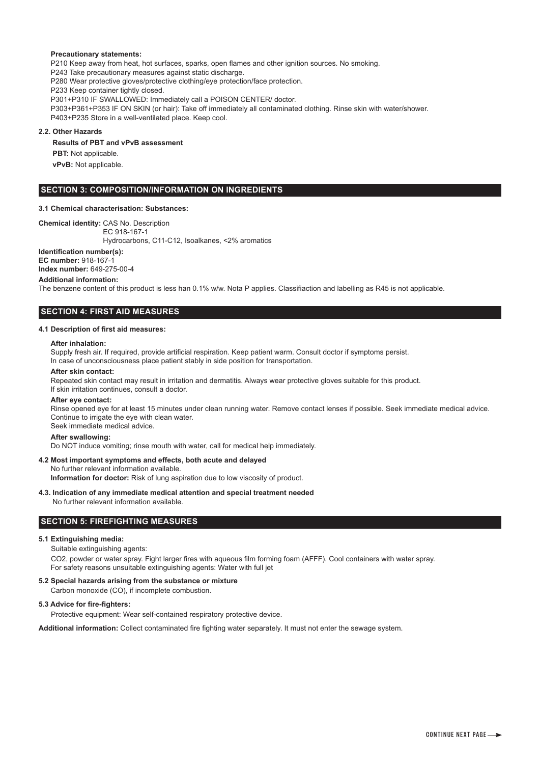**Precautionary statements:**

P210 Keep away from heat, hot surfaces, sparks, open flames and other ignition sources. No smoking.
P243 Take precautionary measures against static discharge.
P280 Wear protective gloves/protective clothing/eye protection/face protection.
P233 Keep container tightly closed.
P301+P310 IF SWALLOWED: Immediately call a POISON CENTER/ doctor.
P303+P361+P353 IF ON SKIN (or hair): Take off immediately all contaminated clothing. Rinse skin with water/shower.
P403+P235 Store in a well-ventilated place. Keep cool.

**2.2. Other Hazards**

**Results of PBT and vPvB assessment**

**PBT:** Not applicable.

**vPvB:** Not applicable.

## SECTION 3: COMPOSITION/INFORMATION ON INGREDIENTS

**3.1 Chemical characterisation: Substances:**

**Chemical identity:** CAS No. Description
EC 918-167-1
Hydrocarbons, C11-C12, Isoalkanes, <2% aromatics

**Identification number(s):**
**EC number:** 918-167-1
**Index number:** 649-275-00-4

**Additional information:**
The benzene content of this product is less han 0.1% w/w. Nota P applies. Classifiaction and labelling as R45 is not applicable.

## SECTION 4: FIRST AID MEASURES

**4.1 Description of first aid measures:**

**After inhalation:**
Supply fresh air. If required, provide artificial respiration. Keep patient warm. Consult doctor if symptoms persist.
In case of unconsciousness place patient stably in side position for transportation.

**After skin contact:**
Repeated skin contact may result in irritation and dermatitis. Always wear protective gloves suitable for this product.
If skin irritation continues, consult a doctor.

**After eye contact:**
Rinse opened eye for at least 15 minutes under clean running water. Remove contact lenses if possible. Seek immediate medical advice.
Continue to irrigate the eye with clean water.
Seek immediate medical advice.

**After swallowing:**
Do NOT induce vomiting; rinse mouth with water, call for medical help immediately.

**4.2 Most important symptoms and effects, both acute and delayed**
No further relevant information available.
**Information for doctor:** Risk of lung aspiration due to low viscosity of product.

**4.3. Indication of any immediate medical attention and special treatment needed**
No further relevant information available.

## SECTION 5: FIREFIGHTING MEASURES

**5.1 Extinguishing media:**
Suitable extinguishing agents:
$CO_2$, powder or water spray. Fight larger fires with aqueous film forming foam (AFFF). Cool containers with water spray.
For safety reasons unsuitable extinguishing agents: Water with full jet

**5.2 Special hazards arising from the substance or mixture**
Carbon monoxide (CO), if incomplete combustion.

**5.3 Advice for fire-fighters:**
Protective equipment: Wear self-contained respiratory protective device.

**Additional information:** Collect contaminated fire fighting water separately. It must not enter the sewage system.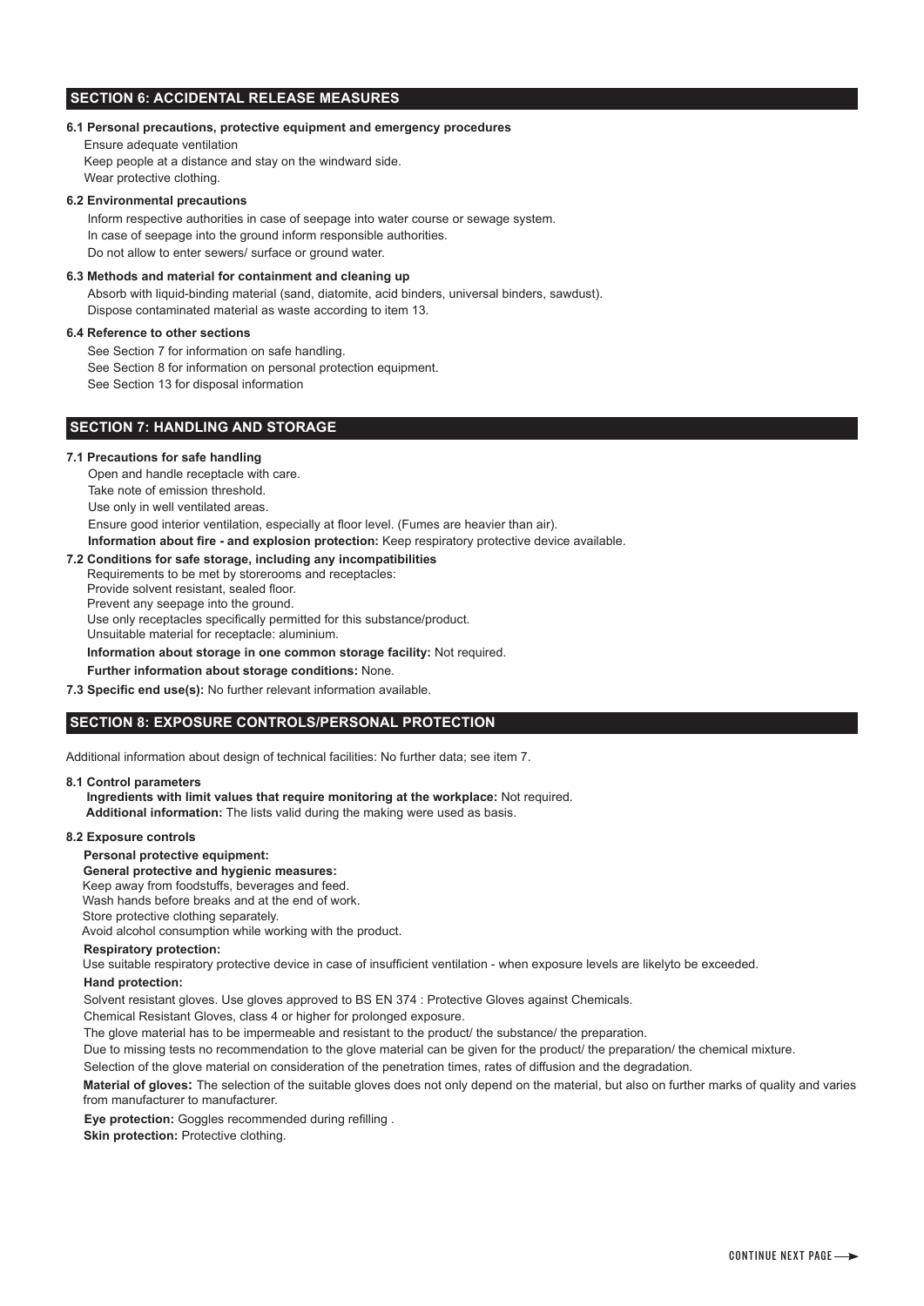## SECTION 6: ACCIDENTAL RELEASE MEASURES

**6.1 Personal precautions, protective equipment and emergency procedures**

Ensure adequate ventilation
Keep people at a distance and stay on the windward side.
Wear protective clothing.

**6.2 Environmental precautions**

Inform respective authorities in case of seepage into water course or sewage system.
In case of seepage into the ground inform responsible authorities.
Do not allow to enter sewers/ surface or ground water.

**6.3 Methods and material for containment and cleaning up**

Absorb with liquid-binding material (sand, diatomite, acid binders, universal binders, sawdust).
Dispose contaminated material as waste according to item 13.

**6.4 Reference to other sections**

See Section 7 for information on safe handling.
See Section 8 for information on personal protection equipment.
See Section 13 for disposal information

## SECTION 7: HANDLING AND STORAGE

**7.1 Precautions for safe handling**

Open and handle receptacle with care.
Take note of emission threshold.
Use only in well ventilated areas.
Ensure good interior ventilation, especially at floor level. (Fumes are heavier than air).
**Information about fire - and explosion protection:** Keep respiratory protective device available.

**7.2 Conditions for safe storage, including any incompatibilities**

Requirements to be met by storerooms and receptacles:
Provide solvent resistant, sealed floor.
Prevent any seepage into the ground.
Use only receptacles specifically permitted for this substance/product.
Unsuitable material for receptacle: aluminium.
**Information about storage in one common storage facility:** Not required.
**Further information about storage conditions:** None.

**7.3 Specific end use(s):** No further relevant information available.

## SECTION 8: EXPOSURE CONTROLS/PERSONAL PROTECTION

Additional information about design of technical facilities: No further data; see item 7.

**8.1 Control parameters**

**Ingredients with limit values that require monitoring at the workplace:** Not required.
**Additional information:** The lists valid during the making were used as basis.

**8.2 Exposure controls**

**Personal protective equipment:**
**General protective and hygienic measures:**
Keep away from foodstuffs, beverages and feed.
Wash hands before breaks and at the end of work.
Store protective clothing separately.
Avoid alcohol consumption while working with the product.

**Respiratory protection:**
Use suitable respiratory protective device in case of insufficient ventilation - when exposure levels are likelyto be exceeded.

**Hand protection:**
Solvent resistant gloves. Use gloves approved to BS EN 374 : Protective Gloves against Chemicals.
Chemical Resistant Gloves, class 4 or higher for prolonged exposure.
The glove material has to be impermeable and resistant to the product/ the substance/ the preparation.
Due to missing tests no recommendation to the glove material can be given for the product/ the preparation/ the chemical mixture.
Selection of the glove material on consideration of the penetration times, rates of diffusion and the degradation.

**Material of gloves:** The selection of the suitable gloves does not only depend on the material, but also on further marks of quality and varies from manufacturer to manufacturer.

**Eye protection:** Goggles recommended during refilling .
**Skin protection:** Protective clothing.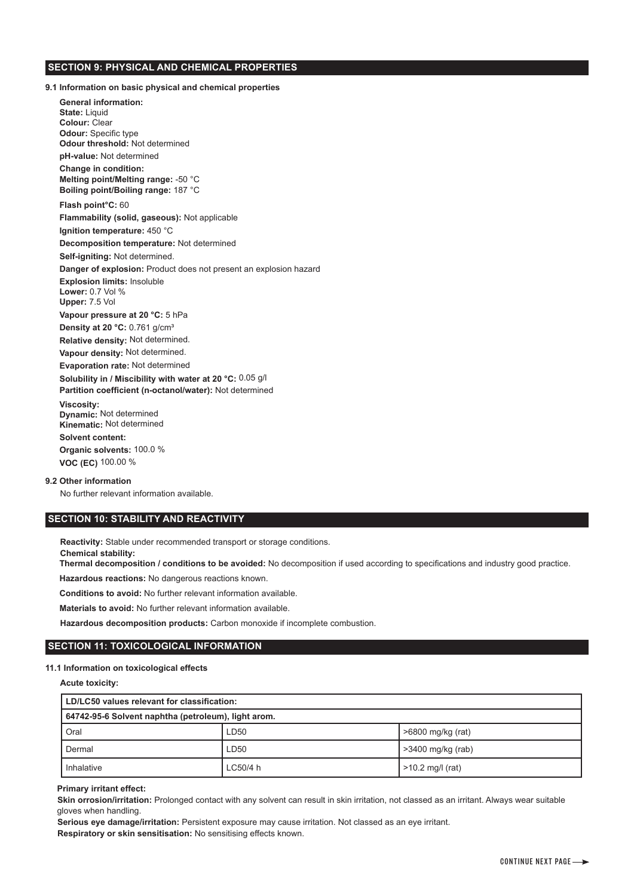## SECTION 9: PHYSICAL AND CHEMICAL PROPERTIES

### 9.1 Information on basic physical and chemical properties

**General information:**
**State:** Liquid
**Colour:** Clear
**Odour:** Specific type
**Odour threshold:** Not determined

**pH-value:** Not determined

**Change in condition:**
**Melting point/Melting range:** -50 °C
**Boiling point/Boiling range:** 187 °C

**Flash point°C:** 60

**Flammability (solid, gaseous):** Not applicable

**Ignition temperature:** 450 °C

**Decomposition temperature:** Not determined

**Self-igniting:** Not determined.

**Danger of explosion:** Product does not present an explosion hazard

**Explosion limits:** Insoluble
**Lower:** 0.7 Vol %
**Upper:** 7.5 Vol

**Vapour pressure at 20 °C:** 5 hPa

**Density at 20 °C:** 0.761 g/cm³

**Relative density:** Not determined.

**Vapour density:** Not determined.

**Evaporation rate:** Not determined

**Solubility in / Miscibility with water at 20 °C:** 0.05 g/l
**Partition coefficient (n-octanol/water):** Not determined

**Viscosity:**
**Dynamic:** Not determined
**Kinematic:** Not determined

**Solvent content:**

**Organic solvents:** 100.0 %

**VOC (EC)** 100.00 %

### 9.2 Other information

No further relevant information available.

## SECTION 10: STABILITY AND REACTIVITY

**Reactivity:** Stable under recommended transport or storage conditions.
**Chemical stability:**
**Thermal decomposition / conditions to be avoided:** No decomposition if used according to specifications and industry good practice.

**Hazardous reactions:** No dangerous reactions known.

**Conditions to avoid:** No further relevant information available.

**Materials to avoid:** No further relevant information available.

**Hazardous decomposition products:** Carbon monoxide if incomplete combustion.

## SECTION 11: TOXICOLOGICAL INFORMATION

### 11.1 Information on toxicological effects

**Acute toxicity:**

| **LD/LC50 values relevant for classification:** | | |
|---|---|---|
| **64742-95-6 Solvent naphtha (petroleum), light arom.** | | |
| Oral | LD50 | >6800 mg/kg (rat) |
| Dermal | LD50 | >3400 mg/kg (rab) |
| Inhalative | LC50/4 h | >10.2 mg/l (rat) |

**Primary irritant effect:**
**Skin orrosion/irritation:** Prolonged contact with any solvent can result in skin irritation, not classed as an irritant. Always wear suitable gloves when handling.
**Serious eye damage/irritation:** Persistent exposure may cause irritation. Not classed as an eye irritant.
**Respiratory or skin sensitisation:** No sensitising effects known.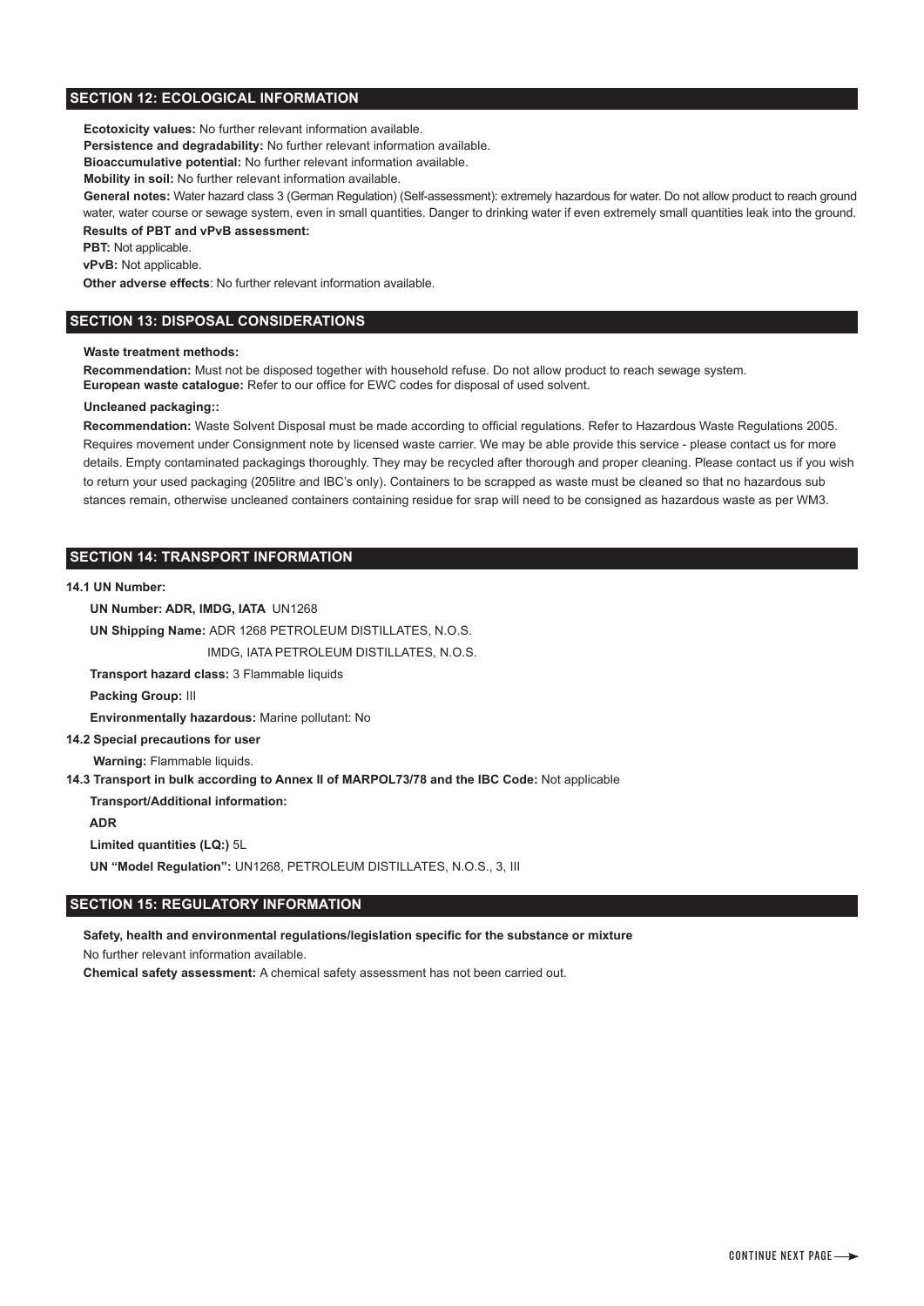## SECTION 12: ECOLOGICAL INFORMATION

**Ecotoxicity values:** No further relevant information available.

**Persistence and degradability:** No further relevant information available.

**Bioaccumulative potential:** No further relevant information available.

**Mobility in soil:** No further relevant information available.

**General notes:** Water hazard class 3 (German Regulation) (Self-assessment): extremely hazardous for water. Do not allow product to reach ground water, water course or sewage system, even in small quantities. Danger to drinking water if even extremely small quantities leak into the ground.

**Results of PBT and vPvB assessment:**

**PBT:** Not applicable.

**vPvB:** Not applicable.

**Other adverse effects**: No further relevant information available.

## SECTION 13: DISPOSAL CONSIDERATIONS

**Waste treatment methods:**

**Recommendation:** Must not be disposed together with household refuse. Do not allow product to reach sewage system.

**European waste catalogue:** Refer to our office for EWC codes for disposal of used solvent.

**Uncleaned packaging::**

**Recommendation:** Waste Solvent Disposal must be made according to official regulations. Refer to Hazardous Waste Regulations 2005. Requires movement under Consignment note by licensed waste carrier. We may be able provide this service - please contact us for more details. Empty contaminated packagings thoroughly. They may be recycled after thorough and proper cleaning. Please contact us if you wish to return your used packaging (205litre and IBC's only). Containers to be scrapped as waste must be cleaned so that no hazardous sub stances remain, otherwise uncleaned containers containing residue for srap will need to be consigned as hazardous waste as per WM3.

## SECTION 14: TRANSPORT INFORMATION

**14.1 UN Number:**

**UN Number: ADR, IMDG, IATA** UN1268

**UN Shipping Name:** ADR 1268 PETROLEUM DISTILLATES, N.O.S.

IMDG, IATA PETROLEUM DISTILLATES, N.O.S.

**Transport hazard class:** 3 Flammable liquids

**Packing Group:** III

**Environmentally hazardous:** Marine pollutant: No

**14.2 Special precautions for user**

**Warning:** Flammable liquids.

**14.3 Transport in bulk according to Annex II of MARPOL73/78 and the IBC Code:** Not applicable

**Transport/Additional information:**

**ADR**

**Limited quantities (LQ:)** 5L

**UN "Model Regulation":** UN1268, PETROLEUM DISTILLATES, N.O.S., 3, III

## SECTION 15: REGULATORY INFORMATION

**Safety, health and environmental regulations/legislation specific for the substance or mixture**

No further relevant information available.

**Chemical safety assessment:** A chemical safety assessment has not been carried out.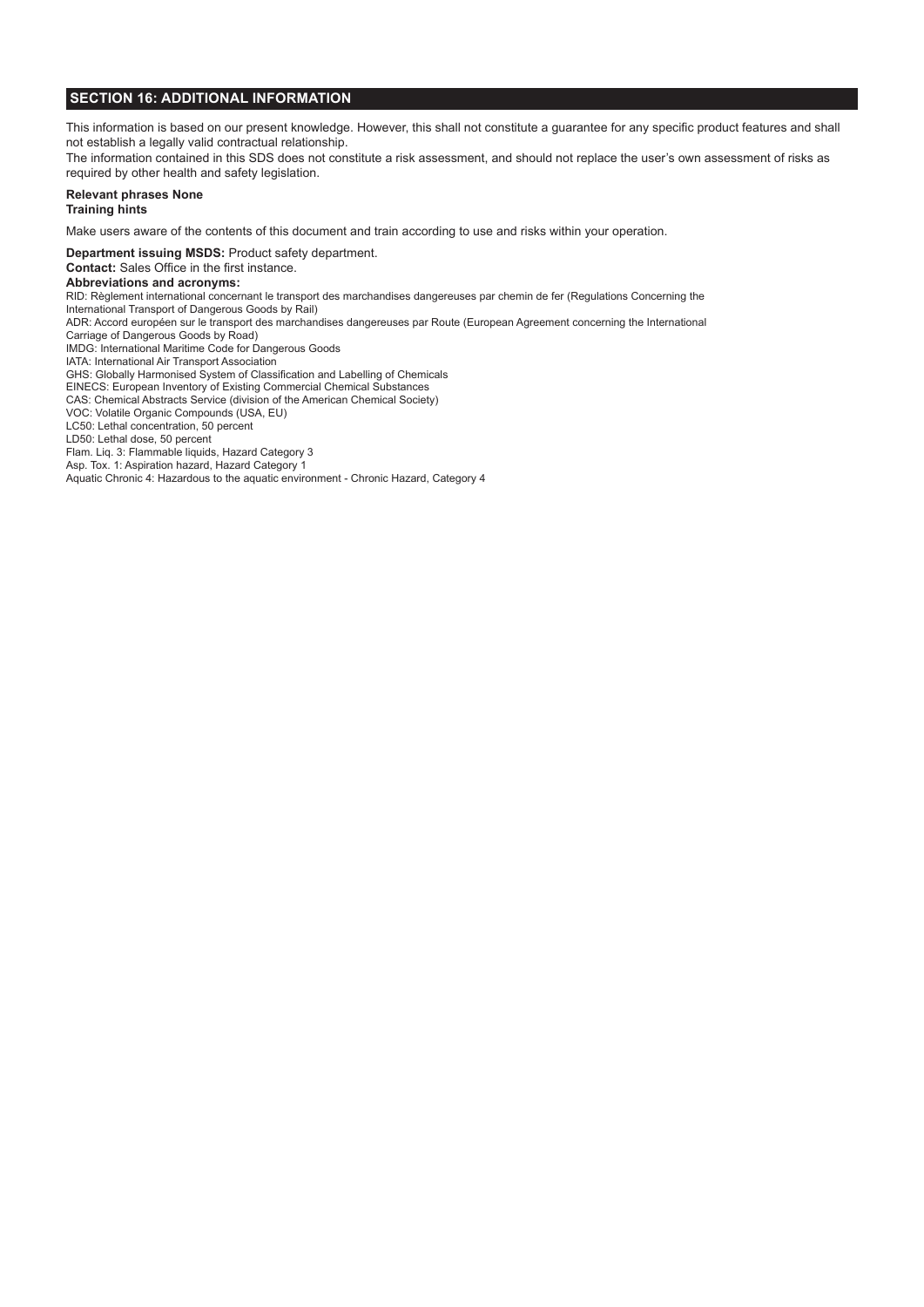## SECTION 16: ADDITIONAL INFORMATION

This information is based on our present knowledge. However, this shall not constitute a guarantee for any specific product features and shall not establish a legally valid contractual relationship.
The information contained in this SDS does not constitute a risk assessment, and should not replace the user's own assessment of risks as required by other health and safety legislation.

**Relevant phrases None**
**Training hints**

Make users aware of the contents of this document and train according to use and risks within your operation.

**Department issuing MSDS:** Product safety department.
**Contact:** Sales Office in the first instance.
**Abbreviations and acronyms:**
RID: Règlement international concernant le transport des marchandises dangereuses par chemin de fer (Regulations Concerning the International Transport of Dangerous Goods by Rail)
ADR: Accord européen sur le transport des marchandises dangereuses par Route (European Agreement concerning the International Carriage of Dangerous Goods by Road)
IMDG: International Maritime Code for Dangerous Goods
IATA: International Air Transport Association
GHS: Globally Harmonised System of Classification and Labelling of Chemicals
EINECS: European Inventory of Existing Commercial Chemical Substances
CAS: Chemical Abstracts Service (division of the American Chemical Society)
VOC: Volatile Organic Compounds (USA, EU)
LC50: Lethal concentration, 50 percent
LD50: Lethal dose, 50 percent
Flam. Liq. 3: Flammable liquids, Hazard Category 3
Asp. Tox. 1: Aspiration hazard, Hazard Category 1
Aquatic Chronic 4: Hazardous to the aquatic environment - Chronic Hazard, Category 4